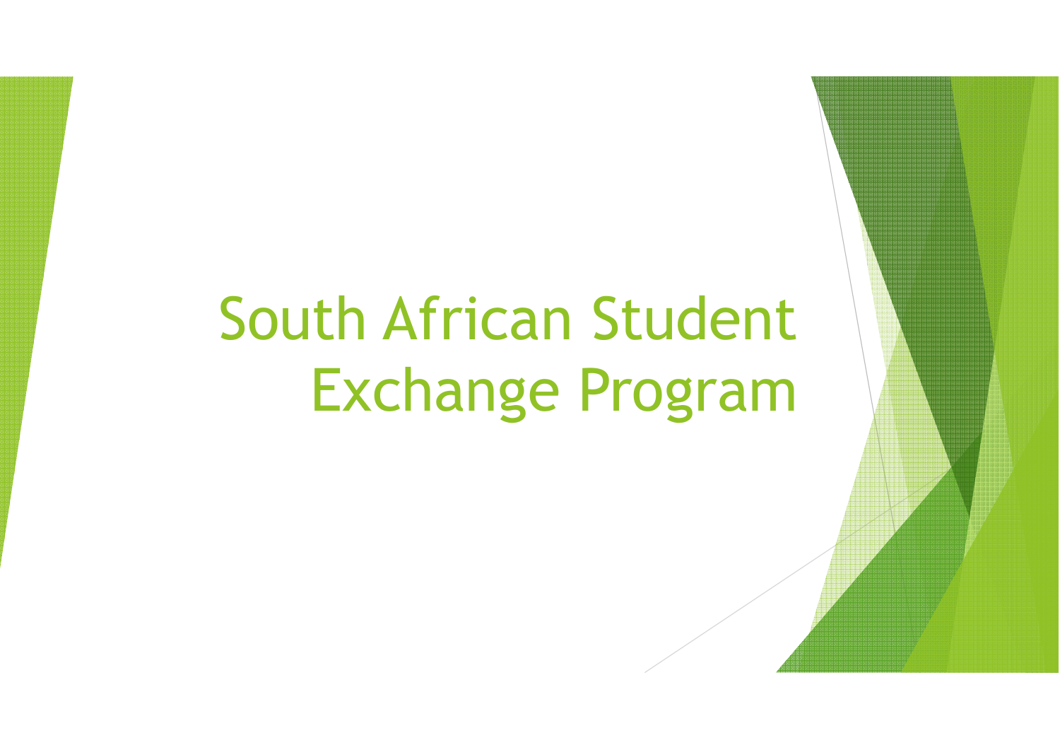# South African Student Exchange Program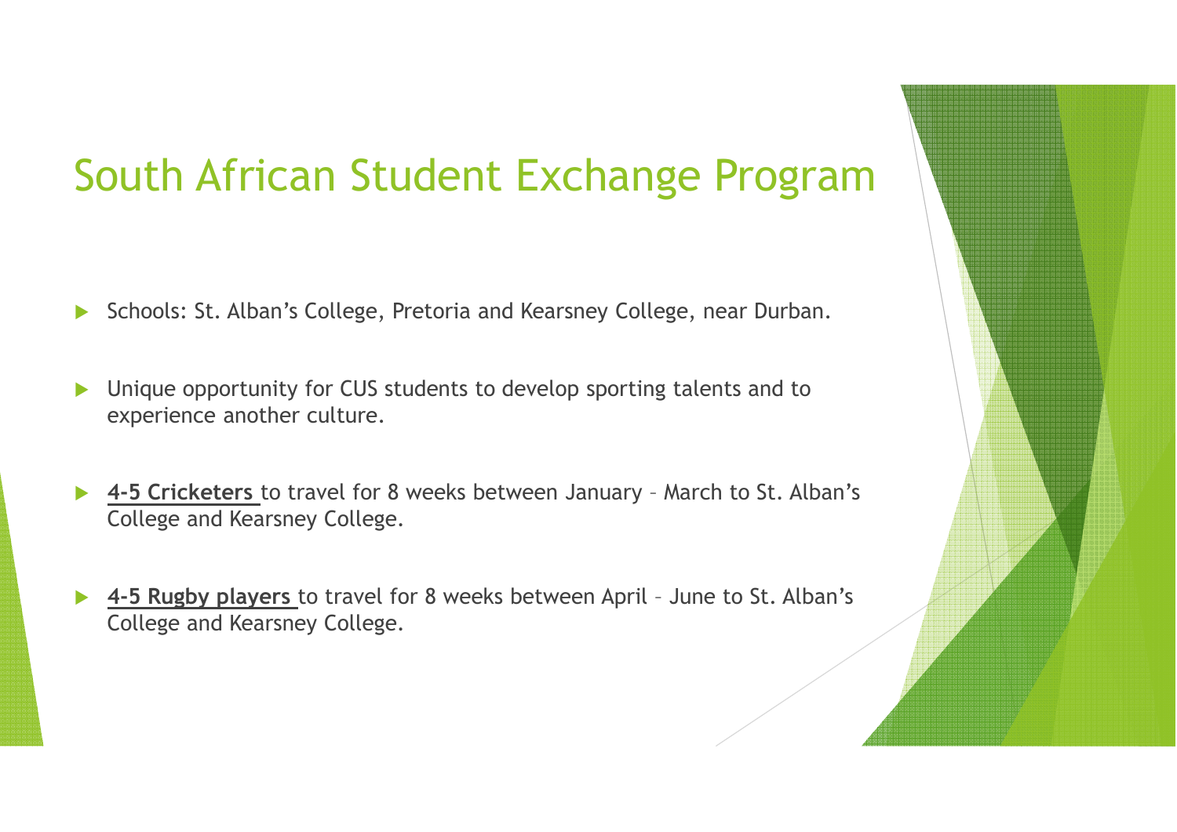# South African Student Exchange Program

- Schools: St. Alban's College, Pretoria and Kearsney College, near Durban.
- Unique opportunity for CUS students to develop sporting talents and to experience another culture.
- **4-5 Cricketers** to travel for 8 weeks between January – March to St. Alban's College and Kearsney College.
- **4-5 Rugby players** to travel for 8 weeks between April – June to St. Alban's College and Kearsney College.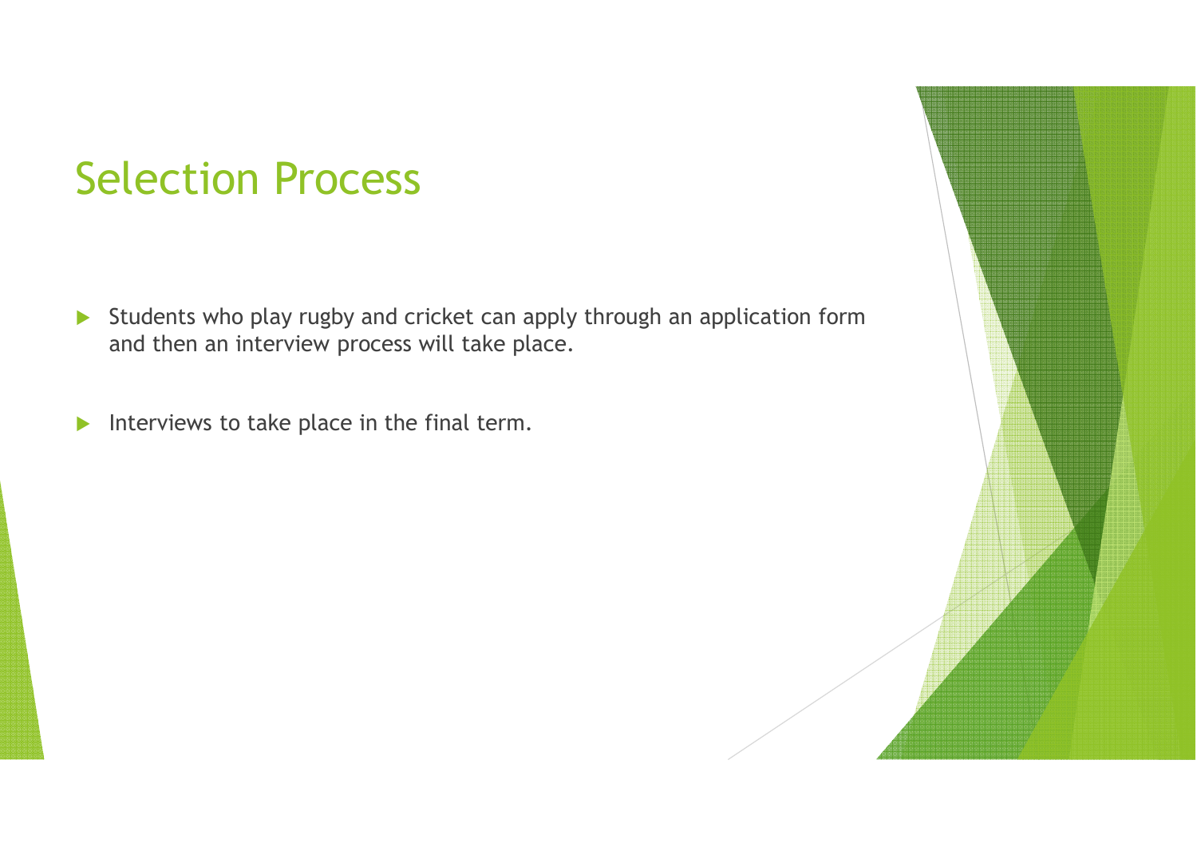# Selection Process

- Students who play rugby and cricket can apply through an application form and then an interview process will take place.
- Interviews to take place in the final term.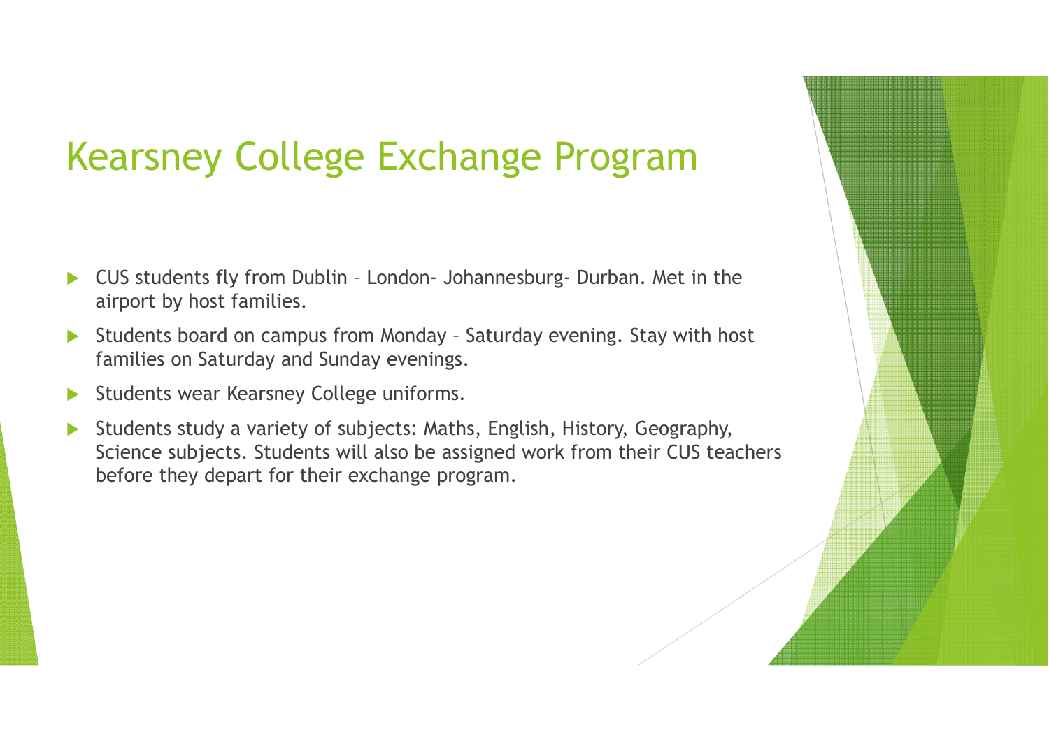# Kearsney College Exchange Program

- CUS students fly from Dublin – London- Johannesburg- Durban. Met in the airport by host families.
- Students board on campus from Monday – Saturday evening. Stay with host families on Saturday and Sunday evenings.
- Students wear Kearsney College uniforms.
- Students study a variety of subjects: Maths, English, History, Geography, Science subjects. Students will also be assigned work from their CUS teachers before they depart for their exchange program.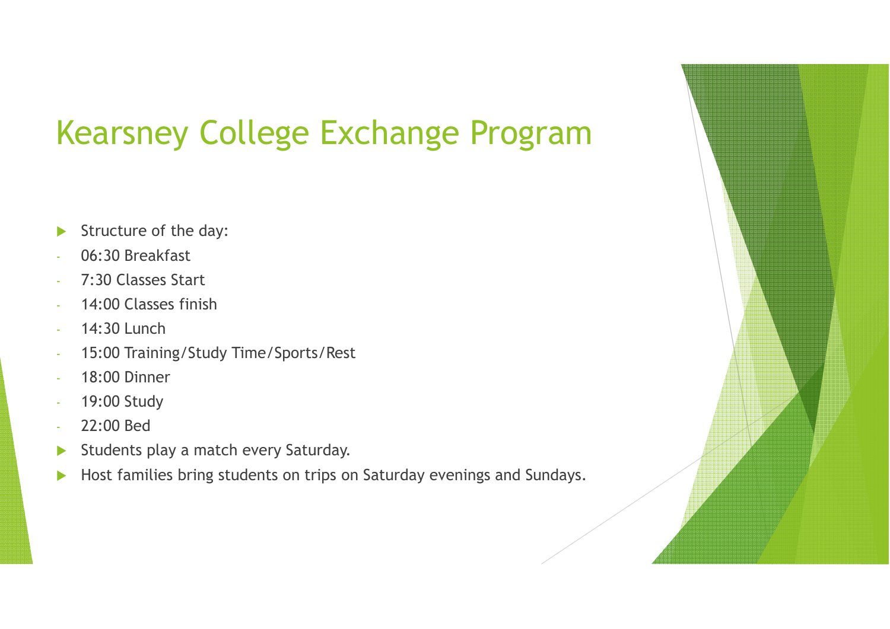# Kearsney College Exchange Program

- Structure of the day:
  - 06:30 Breakfast
  - 7:30 Classes Start
  - 14:00 Classes finish
  - 14:30 Lunch
  - 15:00 Training/Study Time/Sports/Rest
  - 18:00 Dinner
  - 19:00 Study
  - 22:00 Bed
- Students play a match every Saturday.
- Host families bring students on trips on Saturday evenings and Sundays.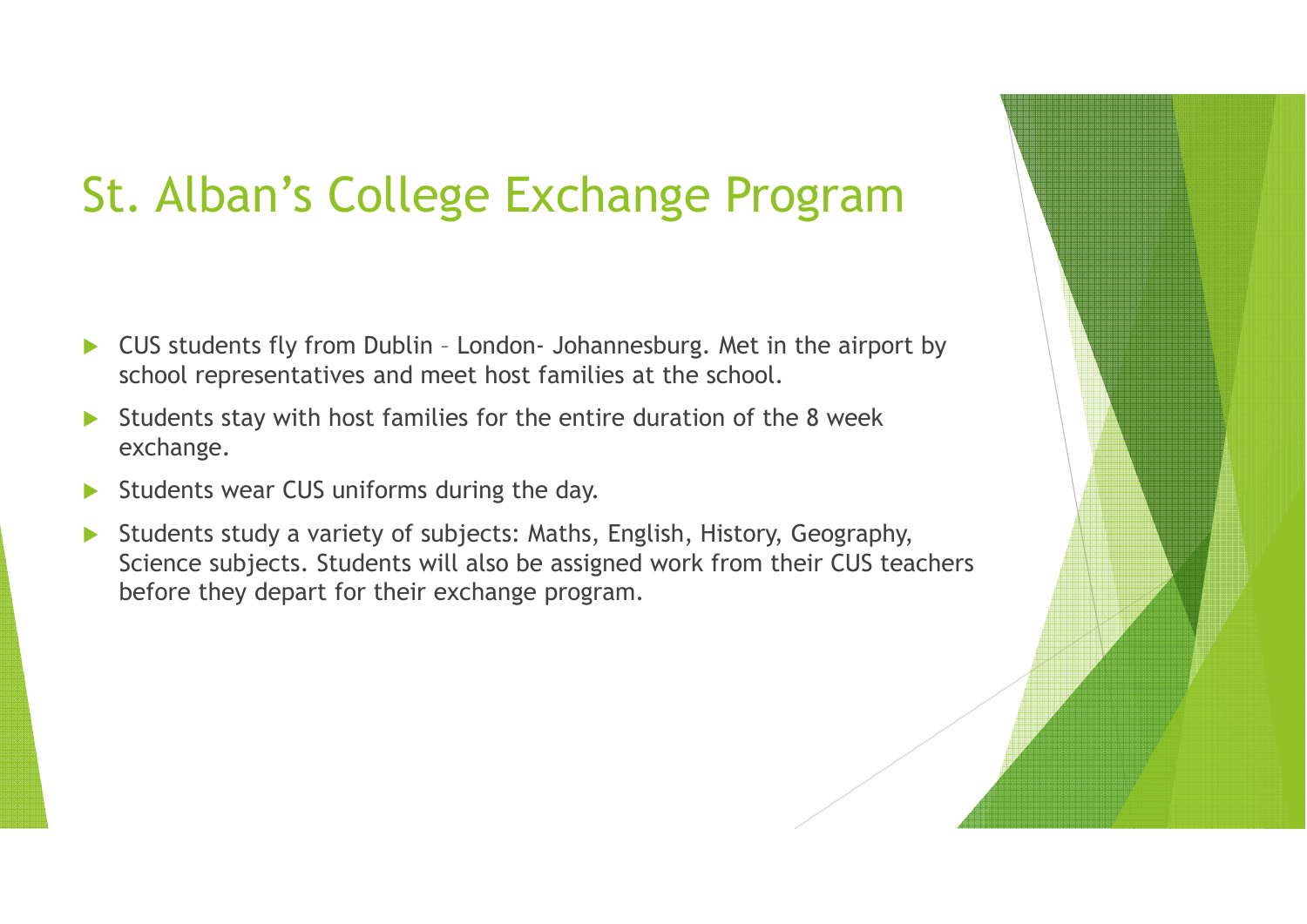# St. Alban's College Exchange Program

- CUS students fly from Dublin – London- Johannesburg. Met in the airport by school representatives and meet host families at the school.
- Students stay with host families for the entire duration of the 8 week exchange.
- Students wear CUS uniforms during the day.
- Students study a variety of subjects: Maths, English, History, Geography, Science subjects. Students will also be assigned work from their CUS teachers before they depart for their exchange program.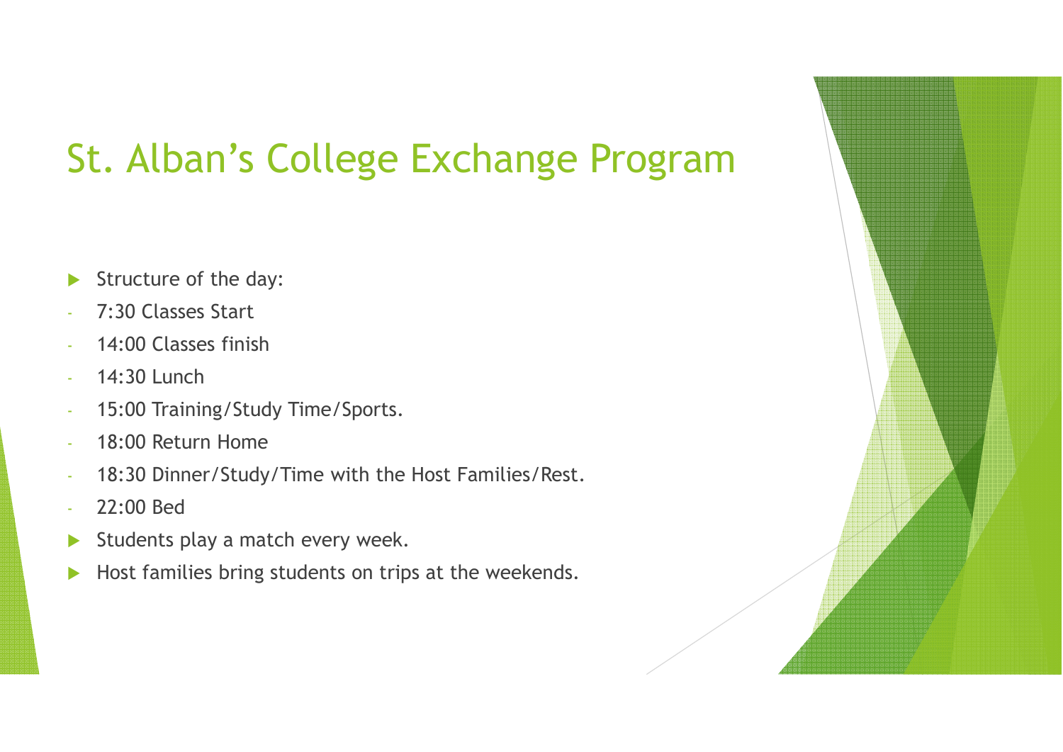# St. Alban's College Exchange Program

- Structure of the day:
  - 7:30 Classes Start
  - 14:00 Classes finish
  - 14:30 Lunch
  - 15:00 Training/Study Time/Sports.
  - 18:00 Return Home
  - 18:30 Dinner/Study/Time with the Host Families/Rest.
  - 22:00 Bed
- Students play a match every week.
- Host families bring students on trips at the weekends.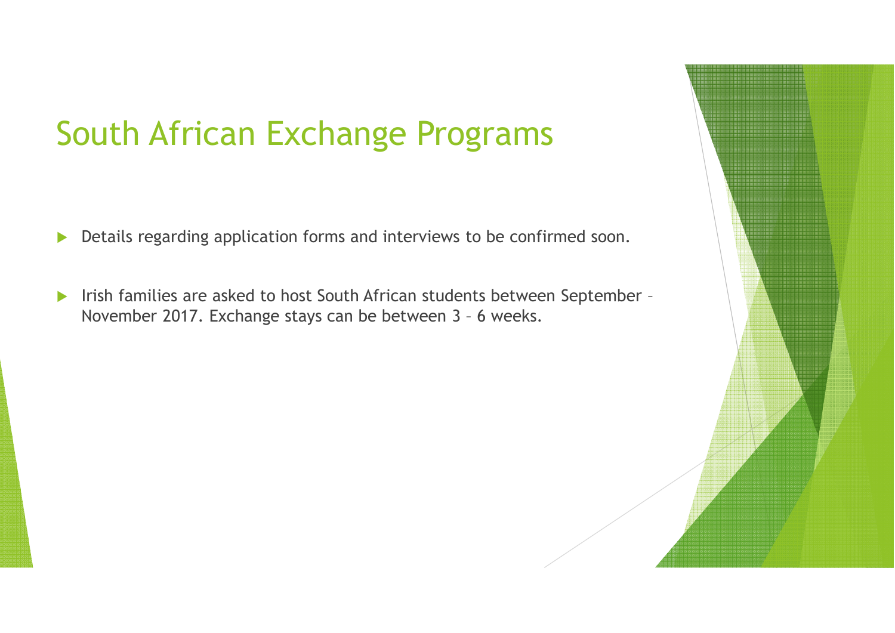# South African Exchange Programs

- Details regarding application forms and interviews to be confirmed soon.
- Irish families are asked to host South African students between September – November 2017. Exchange stays can be between 3 – 6 weeks.